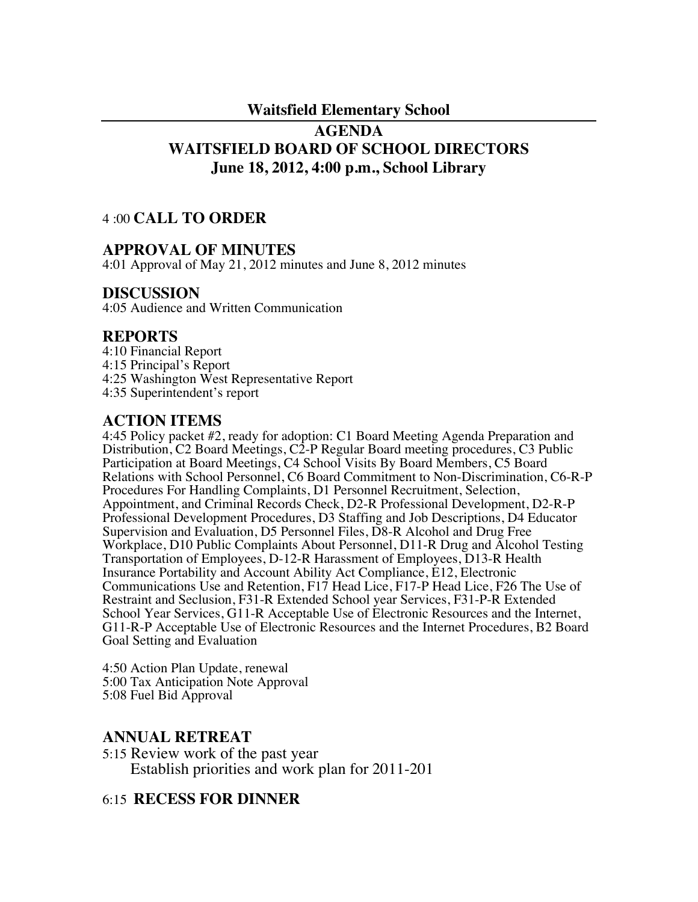**Waitsfield Elementary School**

# AGENDA
# WAITSFIELD BOARD OF SCHOOL DIRECTORS
## June 18, 2012, 4:00 p.m., School Library

4 :00 **CALL TO ORDER**

## APPROVAL OF MINUTES

4:01 Approval of May 21, 2012 minutes and June 8, 2012 minutes

## DISCUSSION

4:05 Audience and Written Communication

## REPORTS

4:10 Financial Report
4:15 Principal's Report
4:25 Washington West Representative Report
4:35 Superintendent's report

## ACTION ITEMS

4:45 Policy packet #2, ready for adoption: C1 Board Meeting Agenda Preparation and Distribution, C2 Board Meetings, C2-P Regular Board meeting procedures, C3 Public Participation at Board Meetings, C4 School Visits By Board Members, C5 Board Relations with School Personnel, C6 Board Commitment to Non-Discrimination, C6-R-P Procedures For Handling Complaints, D1 Personnel Recruitment, Selection, Appointment, and Criminal Records Check, D2-R Professional Development, D2-R-P Professional Development Procedures, D3 Staffing and Job Descriptions, D4 Educator Supervision and Evaluation, D5 Personnel Files, D8-R Alcohol and Drug Free Workplace, D10 Public Complaints About Personnel, D11-R Drug and Alcohol Testing Transportation of Employees, D-12-R Harassment of Employees, D13-R Health Insurance Portability and Account Ability Act Compliance, E12, Electronic Communications Use and Retention, F17 Head Lice, F17-P Head Lice, F26 The Use of Restraint and Seclusion, F31-R Extended School year Services, F31-P-R Extended School Year Services, G11-R Acceptable Use of Electronic Resources and the Internet, G11-R-P Acceptable Use of Electronic Resources and the Internet Procedures, B2 Board Goal Setting and Evaluation

4:50 Action Plan Update, renewal
5:00 Tax Anticipation Note Approval
5:08 Fuel Bid Approval

## ANNUAL RETREAT

5:15 Review work of the past year
Establish priorities and work plan for 2011-201

6:15 **RECESS FOR DINNER**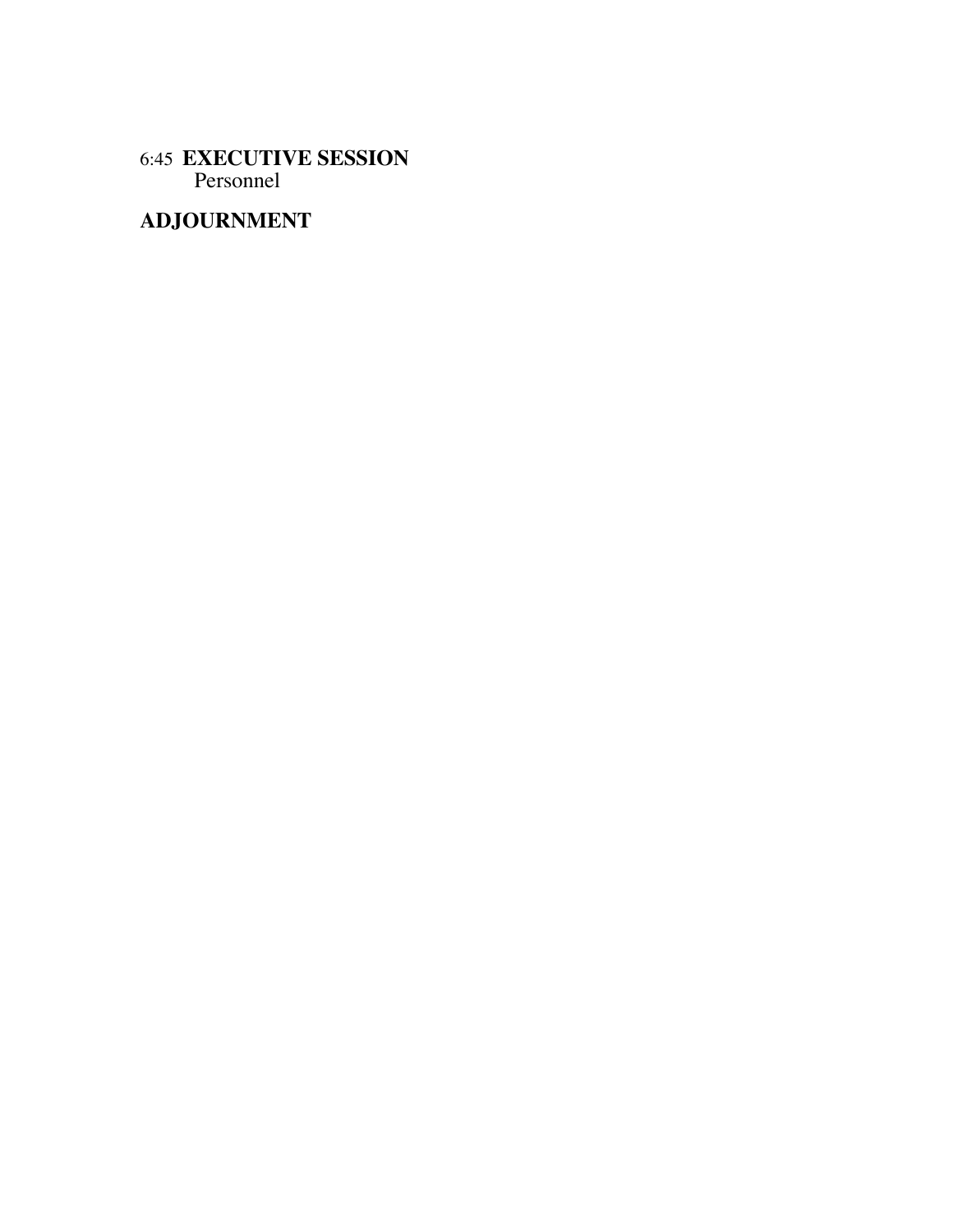6:45 **EXECUTIVE SESSION**
Personnel

**ADJOURNMENT**